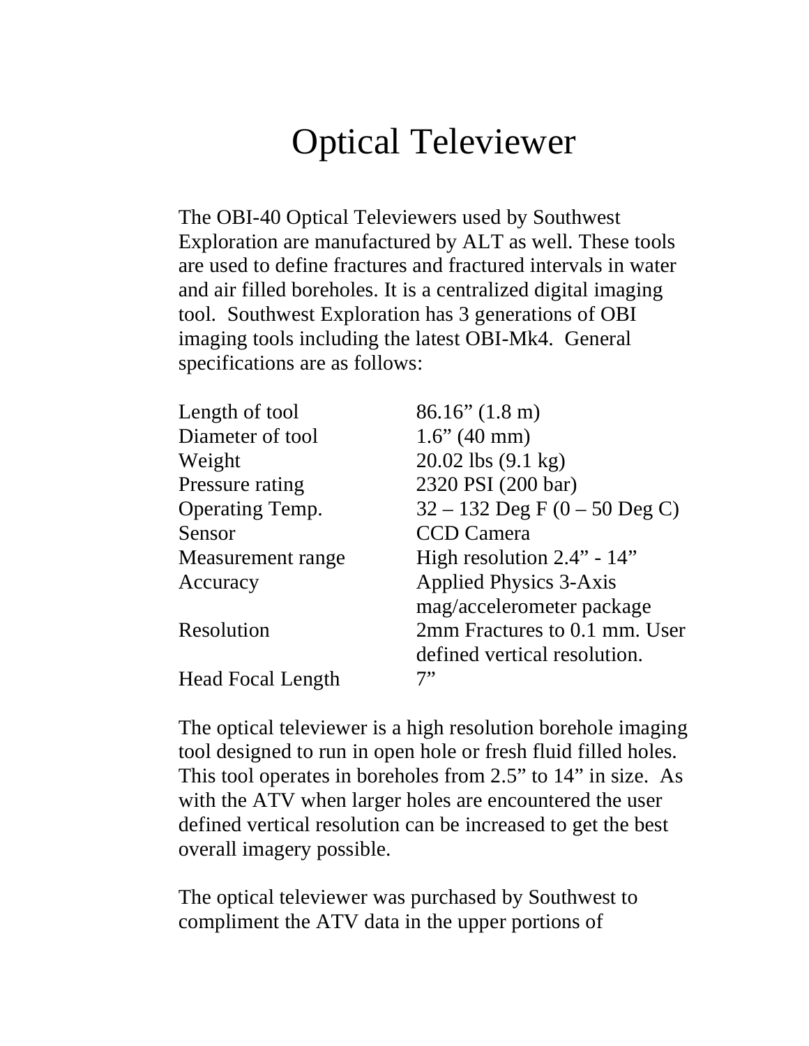# Optical Televiewer

The OBI-40 Optical Televiewers used by Southwest Exploration are manufactured by ALT as well. These tools are used to define fractures and fractured intervals in water and air filled boreholes. It is a centralized digital imaging tool. Southwest Exploration has 3 generations of OBI imaging tools including the latest OBI-Mk4. General specifications are as follows:

| | |
|---|---|
| Length of tool | 86.16" (1.8 m) |
| Diameter of tool | 1.6" (40 mm) |
| Weight | 20.02 lbs (9.1 kg) |
| Pressure rating | 2320 PSI (200 bar) |
| Operating Temp. | 32 – 132 Deg F (0 – 50 Deg C) |
| Sensor | CCD Camera |
| Measurement range | High resolution 2.4" - 14" |
| Accuracy | Applied Physics 3-Axis mag/accelerometer package |
| Resolution | 2mm Fractures to 0.1 mm. User defined vertical resolution. |
| Head Focal Length | 7" |

The optical televiewer is a high resolution borehole imaging tool designed to run in open hole or fresh fluid filled holes. This tool operates in boreholes from 2.5" to 14" in size. As with the ATV when larger holes are encountered the user defined vertical resolution can be increased to get the best overall imagery possible.

The optical televiewer was purchased by Southwest to compliment the ATV data in the upper portions of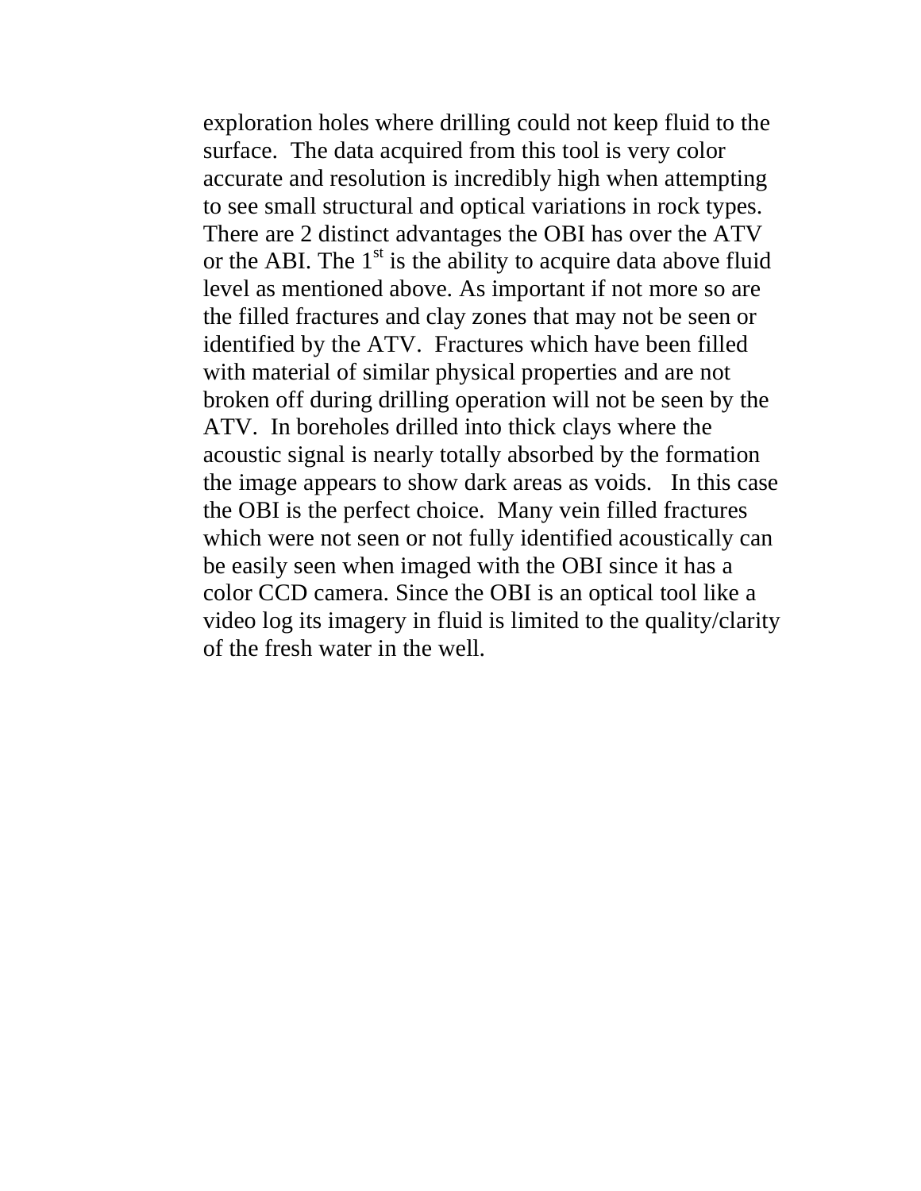exploration holes where drilling could not keep fluid to the surface. The data acquired from this tool is very color accurate and resolution is incredibly high when attempting to see small structural and optical variations in rock types. There are 2 distinct advantages the OBI has over the ATV or the ABI. The 1st is the ability to acquire data above fluid level as mentioned above. As important if not more so are the filled fractures and clay zones that may not be seen or identified by the ATV. Fractures which have been filled with material of similar physical properties and are not broken off during drilling operation will not be seen by the ATV. In boreholes drilled into thick clays where the acoustic signal is nearly totally absorbed by the formation the image appears to show dark areas as voids. In this case the OBI is the perfect choice. Many vein filled fractures which were not seen or not fully identified acoustically can be easily seen when imaged with the OBI since it has a color CCD camera. Since the OBI is an optical tool like a video log its imagery in fluid is limited to the quality/clarity of the fresh water in the well.